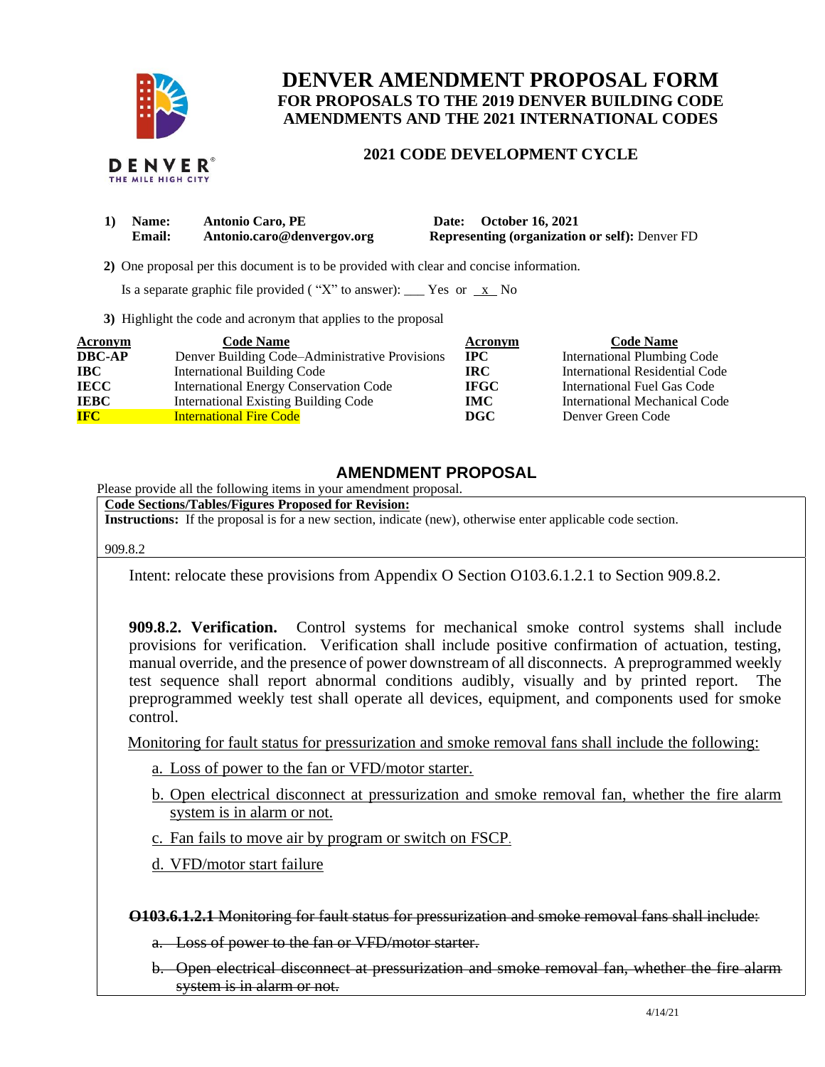# DENVER AMENDMENT PROPOSAL FORM

## FOR PROPOSALS TO THE 2019 DENVER BUILDING CODE AMENDMENTS AND THE 2021 INTERNATIONAL CODES

### 2021 CODE DEVELOPMENT CYCLE

**1) Name:** **Antonio Caro, PE** **Date: October 16, 2021**
**Email:** **Antonio.caro@denvergov.org** **Representing (organization or self):** Denver FD

**2)** One proposal per this document is to be provided with clear and concise information.

Is a separate graphic file provided ( "X" to answer): ___ Yes or _x_ No

**3)** Highlight the code and acronym that applies to the proposal

| Acronym | Code Name | Acronym | Code Name |
|---|---|---|---|
| **DBC-AP** | Denver Building Code–Administrative Provisions | **IPC** | International Plumbing Code |
| **IBC** | International Building Code | **IRC** | International Residential Code |
| **IECC** | International Energy Conservation Code | **IFGC** | International Fuel Gas Code |
| **IEBC** | International Existing Building Code | **IMC** | International Mechanical Code |
| **IFC** | International Fire Code | **DGC** | Denver Green Code |

## AMENDMENT PROPOSAL

Please provide all the following items in your amendment proposal.

**Code Sections/Tables/Figures Proposed for Revision:**
**Instructions:** If the proposal is for a new section, indicate (new), otherwise enter applicable code section.

909.8.2

Intent: relocate these provisions from Appendix O Section O103.6.1.2.1 to Section 909.8.2.

**909.8.2. Verification.** Control systems for mechanical smoke control systems shall include provisions for verification. Verification shall include positive confirmation of actuation, testing, manual override, and the presence of power downstream of all disconnects. A preprogrammed weekly test sequence shall report abnormal conditions audibly, visually and by printed report. The preprogrammed weekly test shall operate all devices, equipment, and components used for smoke control.

<u>Monitoring for fault status for pressurization and smoke removal fans shall include the following:</u>

<u>a. Loss of power to the fan or VFD/motor starter.</u>

<u>b. Open electrical disconnect at pressurization and smoke removal fan, whether the fire alarm system is in alarm or not.</u>

<u>c. Fan fails to move air by program or switch on FSCP.</u>

<u>d. VFD/motor start failure</u>

~~**O103.6.1.2.1** Monitoring for fault status for pressurization and smoke removal fans shall include:~~

~~a. Loss of power to the fan or VFD/motor starter.~~

~~b. Open electrical disconnect at pressurization and smoke removal fan, whether the fire alarm system is in alarm or not.~~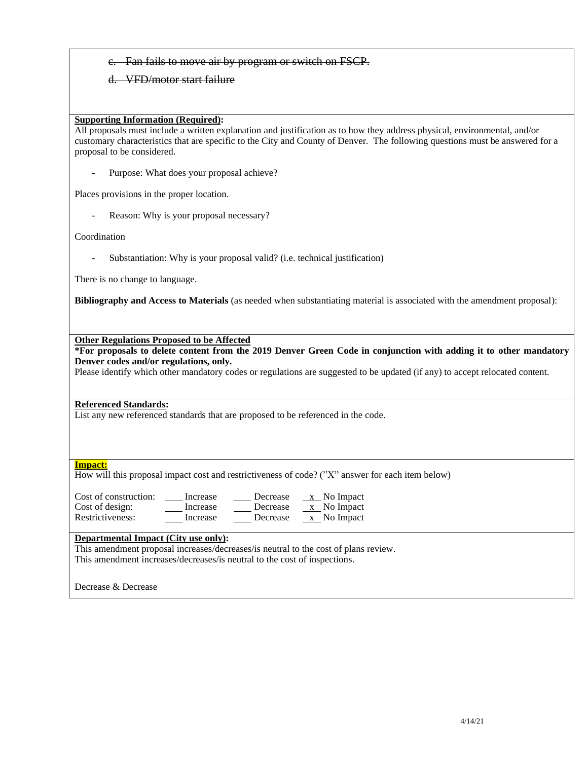~~c. Fan fails to move air by program or switch on FSCP.~~

~~d. VFD/motor start failure~~

**Supporting Information (Required):**

All proposals must include a written explanation and justification as to how they address physical, environmental, and/or customary characteristics that are specific to the City and County of Denver. The following questions must be answered for a proposal to be considered.

- Purpose: What does your proposal achieve?

Places provisions in the proper location.

- Reason: Why is your proposal necessary?

Coordination

- Substantiation: Why is your proposal valid? (i.e. technical justification)

There is no change to language.

**Bibliography and Access to Materials** (as needed when substantiating material is associated with the amendment proposal):

**Other Regulations Proposed to be Affected**

**\*For proposals to delete content from the 2019 Denver Green Code in conjunction with adding it to other mandatory Denver codes and/or regulations, only.**

Please identify which other mandatory codes or regulations are suggested to be updated (if any) to accept relocated content.

**Referenced Standards:**

List any new referenced standards that are proposed to be referenced in the code.

**Impact:**

How will this proposal impact cost and restrictiveness of code? ("X" answer for each item below)

| | | | |
|---|---|---|---|
| Cost of construction: | ___ Increase | ___ Decrease | x No Impact |
| Cost of design: | ___ Increase | ___ Decrease | x No Impact |
| Restrictiveness: | ___ Increase | ___ Decrease | x No Impact |

**Departmental Impact (City use only):**

This amendment proposal increases/decreases/is neutral to the cost of plans review.

This amendment increases/decreases/is neutral to the cost of inspections.

Decrease & Decrease